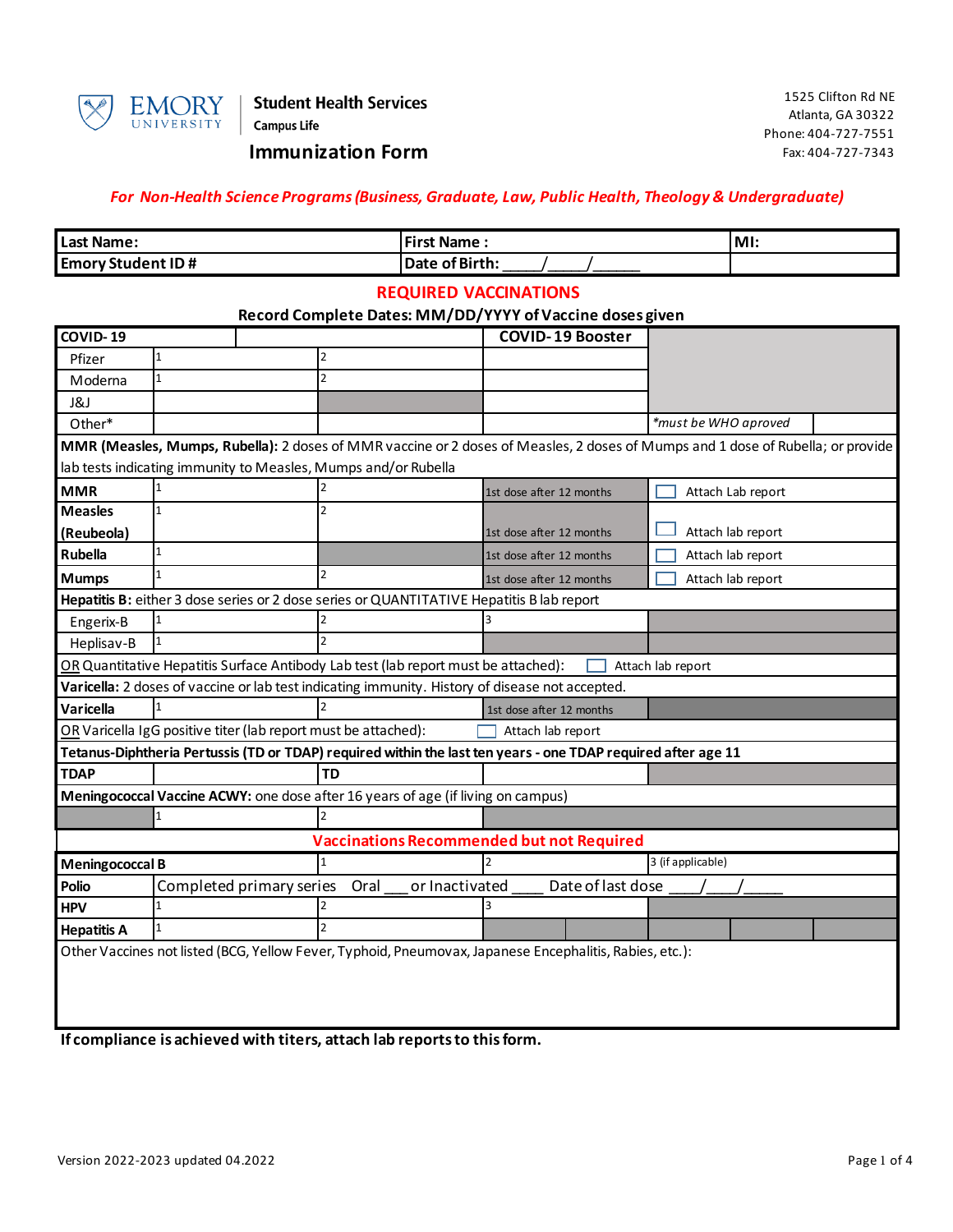**EMORY UNIVERSITY** | **Student Health Services** Campus Life

1525 Clifton Rd NE
Atlanta, GA 30322
Phone: 404-727-7551
Fax: 404-727-7343

# Immunization Form

*For Non-Health Science Programs (Business, Graduate, Law, Public Health, Theology & Undergraduate)*

| Last Name: | First Name : | MI: |
|---|---|---|
| Emory Student ID # | Date of Birth: ____/____/_____ | |

## REQUIRED VACCINATIONS

**Record Complete Dates: MM/DD/YYYY of Vaccine doses given**

| **COVID-19** | | | **COVID-19 Booster** | | |
|---|---|---|---|---|---|
| Pfizer | 1 | 2 | | | |
| Moderna | 1 | 2 | | | |
| J&J | | | | | |
| Other* | | | | *must be WHO aproved | |

**MMR (Measles, Mumps, Rubella):** 2 doses of MMR vaccine or 2 doses of Measles, 2 doses of Mumps and 1 dose of Rubella; or provide lab tests indicating immunity to Measles, Mumps and/or Rubella

| | | | | |
|---|---|---|---|---|
| **MMR** | 1 | 2 | 1st dose after 12 months | ☐ Attach Lab report |
| **Measles (Reubeola)** | 1 | 2 | 1st dose after 12 months | ☐ Attach lab report |
| **Rubella** | 1 | | 1st dose after 12 months | ☐ Attach lab report |
| **Mumps** | 1 | 2 | 1st dose after 12 months | ☐ Attach lab report |

**Hepatitis B:** either 3 dose series or 2 dose series or QUANTITATIVE Hepatitis B lab report

| | | | |
|---|---|---|---|
| Engerix-B | 1 | 2 | 3 |
| Heplisav-B | 1 | 2 | |

OR Quantitative Hepatitis Surface Antibody Lab test (lab report must be attached): ☐ Attach lab report

**Varicella:** 2 doses of vaccine or lab test indicating immunity. History of disease not accepted.

| | | | |
|---|---|---|---|
| **Varicella** | 1 | 2 | 1st dose after 12 months |

OR Varicella IgG positive titer (lab report must be attached): ☐ Attach lab report

**Tetanus-Diphtheria Pertussis (TD or TDAP) required within the last ten years - one TDAP required after age 11**

| | | | |
|---|---|---|---|
| **TDAP** | | **TD** | |

**Meningococcal Vaccine ACWY:** one dose after 16 years of age (if living on campus)

| | | |
|---|---|---|
| | 1 | 2 |

## Vaccinations Recommended but not Required

| | | | | |
|---|---|---|---|---|
| **Meningococcal B** | | 1 | 2 | 3 (if applicable) |
| **Polio** | Completed primary series Oral ___ or Inactivated ____ Date of last dose ____/___/_____ | | | |
| **HPV** | 1 | 2 | 3 | |
| **Hepatitis A** | 1 | 2 | | |

Other Vaccines not listed (BCG, Yellow Fever, Typhoid, Pneumovax, Japanese Encephalitis, Rabies, etc.):

**If compliance is achieved with titers, attach lab reports to this form.**

Version 2022-2023 updated 04.2022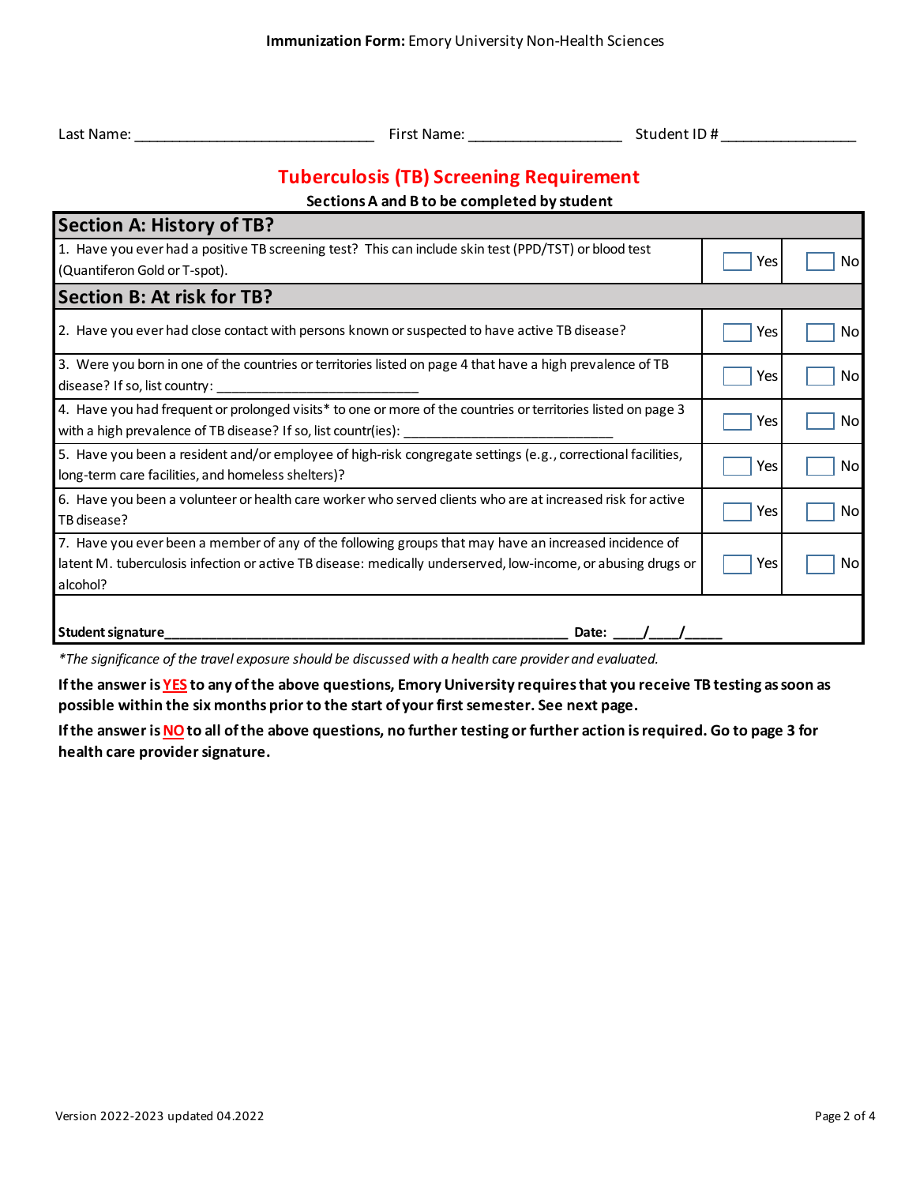**Immunization Form:** Emory University Non-Health Sciences

Last Name: ______________________________ First Name: __________________ Student ID # ________________

## Tuberculosis (TB) Screening Requirement

**Sections A and B to be completed by student**

| Section A: History of TB? | | |
|---|---|---|
| 1. Have you ever had a positive TB screening test? This can include skin test (PPD/TST) or blood test (Quantiferon Gold or T-spot). | ☐ Yes | ☐ No |
| **Section B: At risk for TB?** | | |
| 2. Have you ever had close contact with persons known or suspected to have active TB disease? | ☐ Yes | ☐ No |
| 3. Were you born in one of the countries or territories listed on page 4 that have a high prevalence of TB disease? If so, list country: ___________________________ | ☐ Yes | ☐ No |
| 4. Have you had frequent or prolonged visits* to one or more of the countries or territories listed on page 3 with a high prevalence of TB disease? If so, list countr(ies): ____________________________ | ☐ Yes | ☐ No |
| 5. Have you been a resident and/or employee of high-risk congregate settings (e.g., correctional facilities, long-term care facilities, and homeless shelters)? | ☐ Yes | ☐ No |
| 6. Have you been a volunteer or health care worker who served clients who are at increased risk for active TB disease? | ☐ Yes | ☐ No |
| 7. Have you ever been a member of any of the following groups that may have an increased incidence of latent M. tuberculosis infection or active TB disease: medically underserved, low-income, or abusing drugs or alcohol? | ☐ Yes | ☐ No |
| **Student signature**______________________________________________________ **Date:** ____/____/_____ | | |

*\*The significance of the travel exposure should be discussed with a health care provider and evaluated.*

**If the answer is YES to any of the above questions, Emory University requires that you receive TB testing as soon as possible within the six months prior to the start of your first semester. See next page.**

**If the answer is NO to all of the above questions, no further testing or further action is required. Go to page 3 for health care provider signature.**

Version 2022-2023 updated 04.2022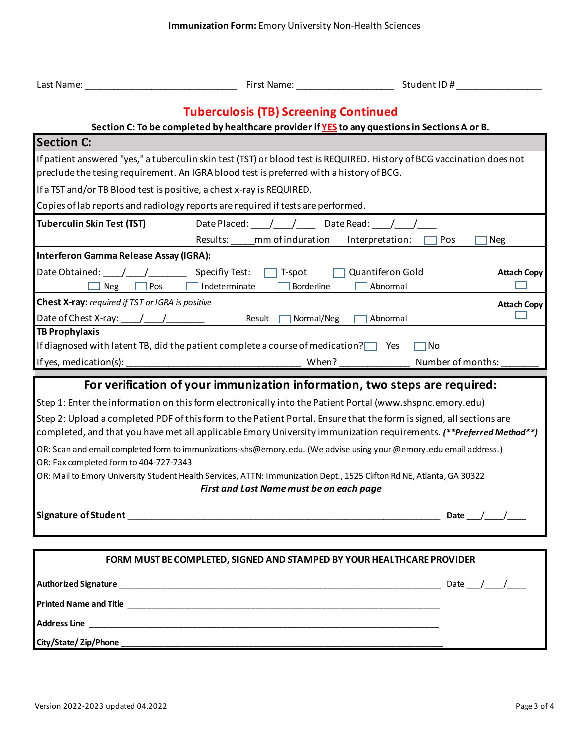**Immunization Form:** Emory University Non-Health Sciences

Last Name: ______________________________ First Name: ___________________ Student ID # ________________

## Tuberculosis (TB) Screening Continued

**Section C: To be completed by healthcare provider if YES to any questions in Sections A or B.**

### Section C:

If patient answered "yes," a tuberculin skin test (TST) or blood test is REQUIRED. History of BCG vaccination does not preclude the tesing requirement. An IGRA blood test is preferred with a history of BCG.

If a TST and/or TB Blood test is positive, a chest x-ray is REQUIRED.

Copies of lab reports and radiology reports are required if tests are performed.

**Tuberculin Skin Test (TST)** Date Placed: ___/___/____ Date Read: ___/___/____

Results: _____mm of induration Interpretation: ☐ Pos ☐ Neg

**Interferon Gamma Release Assay (IGRA):**

Date Obtained: ___/___/_______ Specifiy Test: ☐ T-spot ☐ Quantiferon Gold **Attach Copy** ☐

☐ Neg ☐ Pos ☐ Indeterminate ☐ Borderline ☐ Abnormal

**Chest X-ray:** *required if TST or IGRA is positive* **Attach Copy** ☐

Date of Chest X-ray: ___/___/_______ Result ☐ Normal/Neg ☐ Abnormal

**TB Prophylaxis**

If diagnosed with latent TB, did the patient complete a course of medication? ☐ Yes ☐ No

If yes, medication(s): ________________________________ When? _____________ Number of months: _______

### For verification of your immunization information, two steps are required:

Step 1: Enter the information on this form electronically into the Patient Portal (www.shspnc.emory.edu)

Step 2: Upload a completed PDF of this form to the Patient Portal. Ensure that the form is signed, all sections are completed, and that you have met all applicable Emory University immunization requirements. ***(**Preferred Method**)***

OR: Scan and email completed form to immunizations-shs@emory.edu. (We advise using your @emory.edu email address.)

OR: Fax completed form to 404-727-7343

OR: Mail to Emory University Student Health Services, ATTN: Immunization Dept., 1525 Clifton Rd NE, Atlanta, GA 30322

***First and Last Name must be on each page***

**Signature of Student** ____________________________________________________________ **Date** ___/____/____

**FORM MUST BE COMPLETED, SIGNED AND STAMPED BY YOUR HEALTHCARE PROVIDER**

**Authorized Signature** ____________________________________________________________ Date ___/____/____

**Printed Name and Title** ____________________________________________________________

**Address Line** ____________________________________________________________

**City/State/ Zip/Phone** ____________________________________________________________

Version 2022-2023 updated 04.2022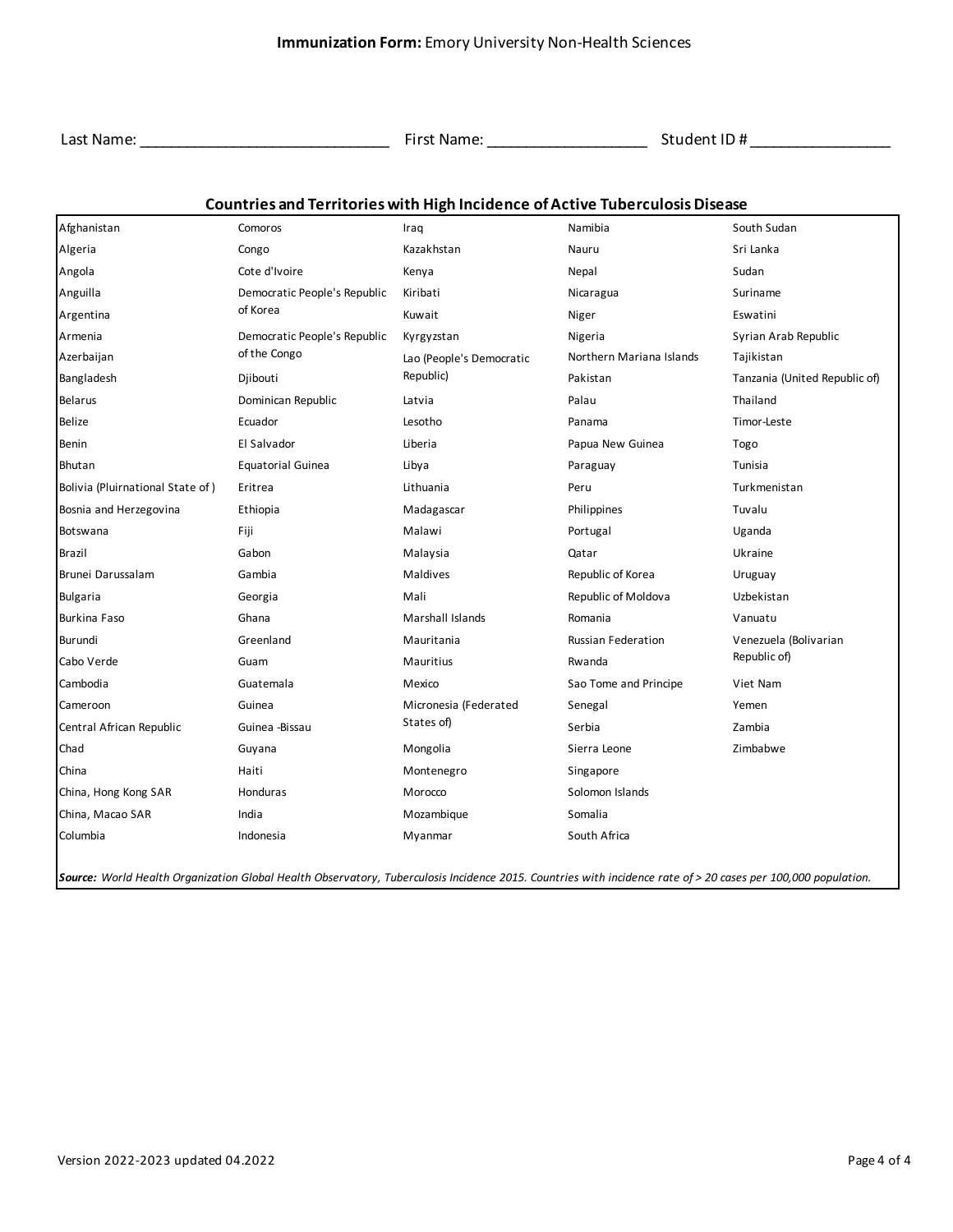**Immunization Form:** Emory University Non-Health Sciences

Last Name: ______________________________ First Name: ___________________ Student ID # _________________

## Countries and Territories with High Incidence of Active Tuberculosis Disease

| | | | | |
|---|---|---|---|---|
| Afghanistan | Comoros | Iraq | Namibia | South Sudan |
| Algeria | Congo | Kazakhstan | Nauru | Sri Lanka |
| Angola | Cote d'Ivoire | Kenya | Nepal | Sudan |
| Anguilla | Democratic People's Republic of Korea | Kiribati | Nicaragua | Suriname |
| Argentina | | Kuwait | Niger | Eswatini |
| Armenia | Democratic People's Republic of the Congo | Kyrgyzstan | Nigeria | Syrian Arab Republic |
| Azerbaijan | | Lao (People's Democratic Republic) | Northern Mariana Islands | Tajikistan |
| Bangladesh | Djibouti | | Pakistan | Tanzania (United Republic of) |
| Belarus | Dominican Republic | Latvia | Palau | Thailand |
| Belize | Ecuador | Lesotho | Panama | Timor-Leste |
| Benin | El Salvador | Liberia | Papua New Guinea | Togo |
| Bhutan | Equatorial Guinea | Libya | Paraguay | Tunisia |
| Bolivia (Pluirnational State of ) | Eritrea | Lithuania | Peru | Turkmenistan |
| Bosnia and Herzegovina | Ethiopia | Madagascar | Philippines | Tuvalu |
| Botswana | Fiji | Malawi | Portugal | Uganda |
| Brazil | Gabon | Malaysia | Qatar | Ukraine |
| Brunei Darussalam | Gambia | Maldives | Republic of Korea | Uruguay |
| Bulgaria | Georgia | Mali | Republic of Moldova | Uzbekistan |
| Burkina Faso | Ghana | Marshall Islands | Romania | Vanuatu |
| Burundi | Greenland | Mauritania | Russian Federation | Venezuela (Bolivarian Republic of) |
| Cabo Verde | Guam | Mauritius | Rwanda | |
| Cambodia | Guatemala | Mexico | Sao Tome and Principe | Viet Nam |
| Cameroon | Guinea | Micronesia (Federated States of) | Senegal | Yemen |
| Central African Republic | Guinea -Bissau | | Serbia | Zambia |
| Chad | Guyana | Mongolia | Sierra Leone | Zimbabwe |
| China | Haiti | Montenegro | Singapore | |
| China, Hong Kong SAR | Honduras | Morocco | Solomon Islands | |
| China, Macao SAR | India | Mozambique | Somalia | |
| Columbia | Indonesia | Myanmar | South Africa | |

***Source:*** *World Health Organization Global Health Observatory, Tuberculosis Incidence 2015. Countries with incidence rate of > 20 cases per 100,000 population.*

Version 2022-2023 updated 04.2022